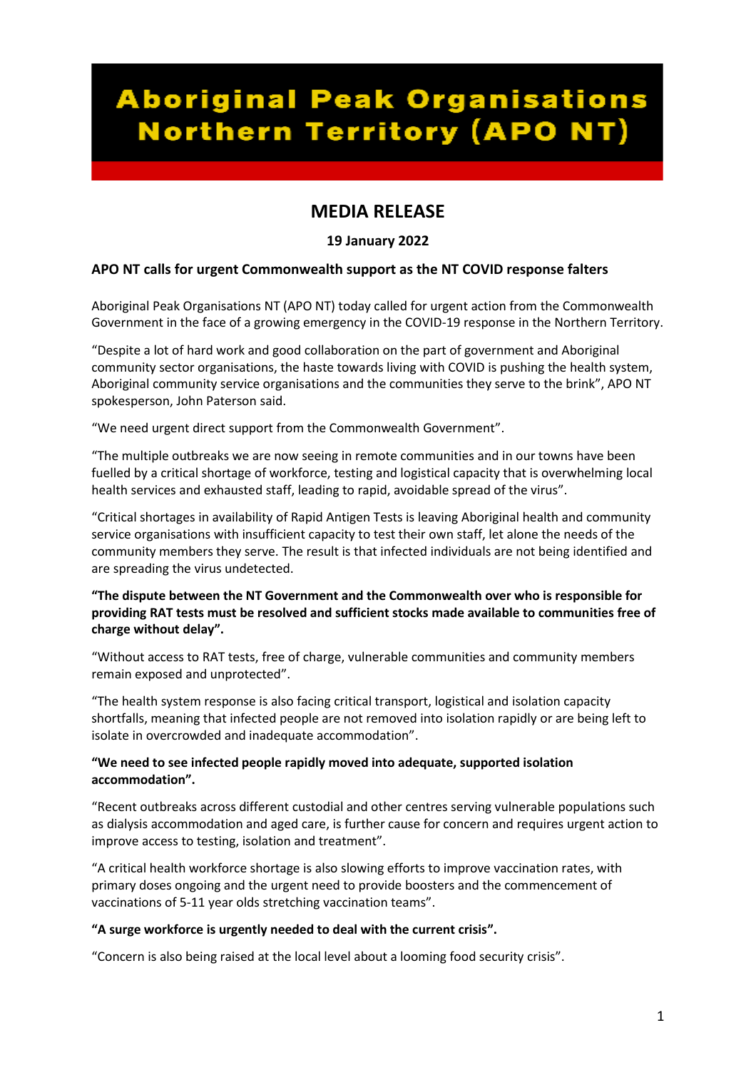# Aboriginal Peak Organisations Northern Territory (APO NT)

## MEDIA RELEASE

**19 January 2022**

**APO NT calls for urgent Commonwealth support as the NT COVID response falters**

Aboriginal Peak Organisations NT (APO NT) today called for urgent action from the Commonwealth Government in the face of a growing emergency in the COVID-19 response in the Northern Territory.

"Despite a lot of hard work and good collaboration on the part of government and Aboriginal community sector organisations, the haste towards living with COVID is pushing the health system, Aboriginal community service organisations and the communities they serve to the brink", APO NT spokesperson, John Paterson said.

"We need urgent direct support from the Commonwealth Government".

"The multiple outbreaks we are now seeing in remote communities and in our towns have been fuelled by a critical shortage of workforce, testing and logistical capacity that is overwhelming local health services and exhausted staff, leading to rapid, avoidable spread of the virus".

"Critical shortages in availability of Rapid Antigen Tests is leaving Aboriginal health and community service organisations with insufficient capacity to test their own staff, let alone the needs of the community members they serve. The result is that infected individuals are not being identified and are spreading the virus undetected.

**"The dispute between the NT Government and the Commonwealth over who is responsible for providing RAT tests must be resolved and sufficient stocks made available to communities free of charge without delay".**

"Without access to RAT tests, free of charge, vulnerable communities and community members remain exposed and unprotected".

"The health system response is also facing critical transport, logistical and isolation capacity shortfalls, meaning that infected people are not removed into isolation rapidly or are being left to isolate in overcrowded and inadequate accommodation".

**"We need to see infected people rapidly moved into adequate, supported isolation accommodation".**

"Recent outbreaks across different custodial and other centres serving vulnerable populations such as dialysis accommodation and aged care, is further cause for concern and requires urgent action to improve access to testing, isolation and treatment".

"A critical health workforce shortage is also slowing efforts to improve vaccination rates, with primary doses ongoing and the urgent need to provide boosters and the commencement of vaccinations of 5-11 year olds stretching vaccination teams".

**"A surge workforce is urgently needed to deal with the current crisis".**

"Concern is also being raised at the local level about a looming food security crisis".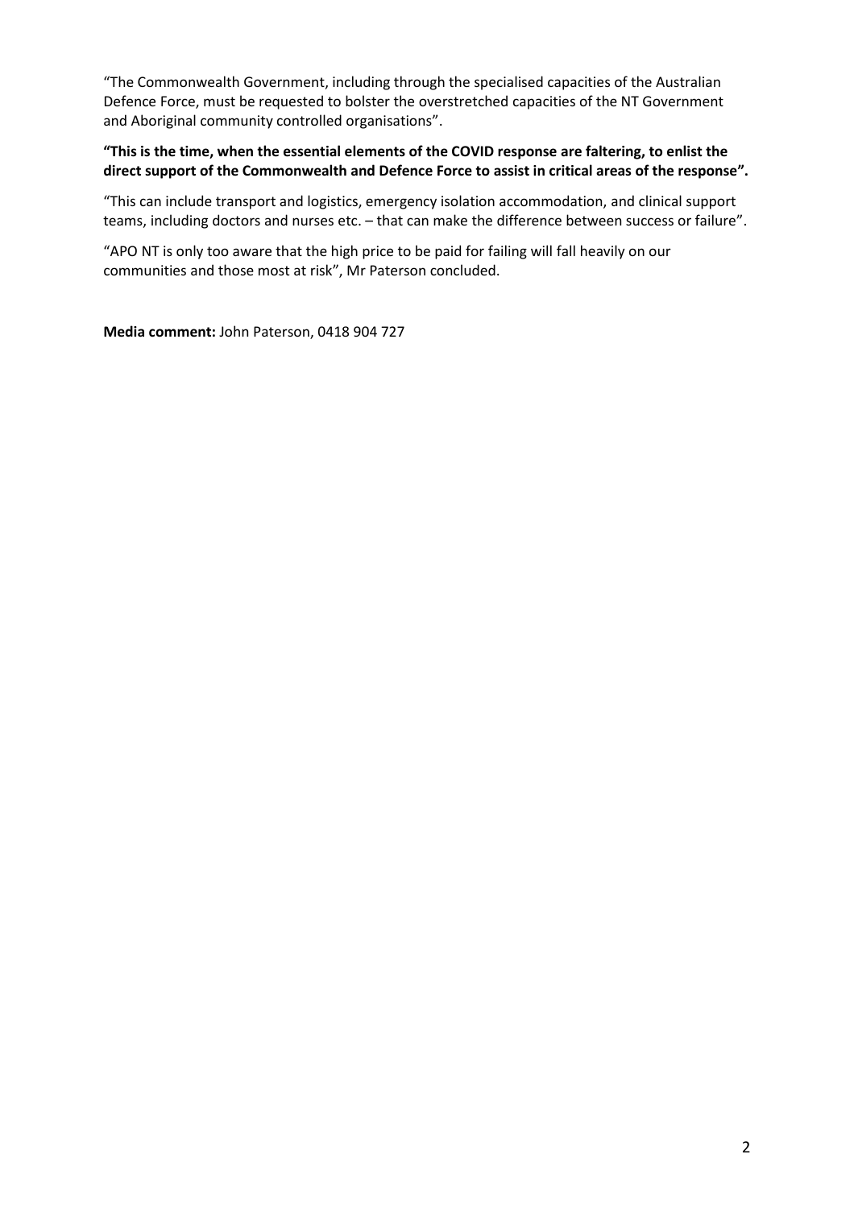"The Commonwealth Government, including through the specialised capacities of the Australian Defence Force, must be requested to bolster the overstretched capacities of the NT Government and Aboriginal community controlled organisations".

**"This is the time, when the essential elements of the COVID response are faltering, to enlist the direct support of the Commonwealth and Defence Force to assist in critical areas of the response".**

"This can include transport and logistics, emergency isolation accommodation, and clinical support teams, including doctors and nurses etc. – that can make the difference between success or failure".

"APO NT is only too aware that the high price to be paid for failing will fall heavily on our communities and those most at risk", Mr Paterson concluded.

**Media comment:** John Paterson, 0418 904 727